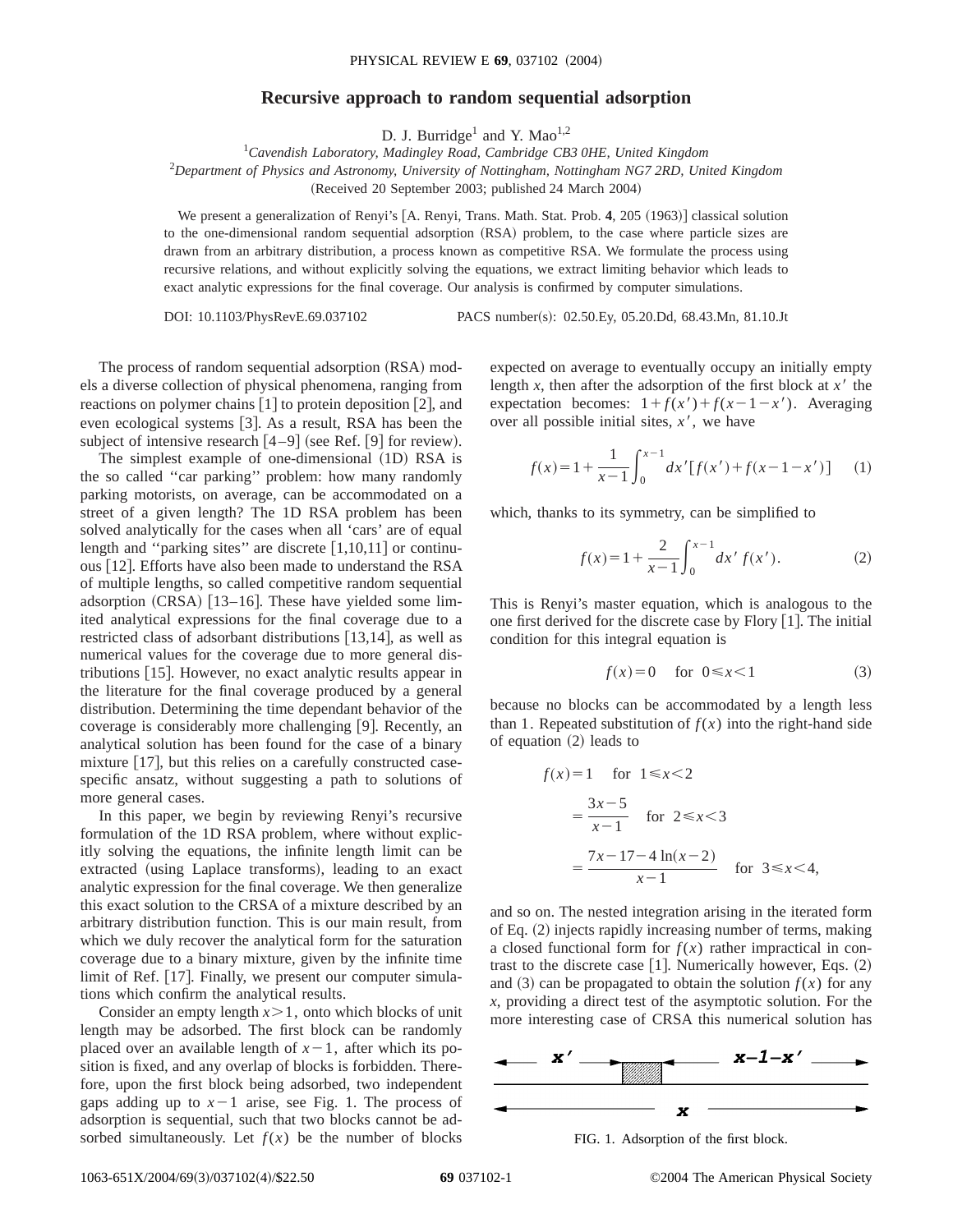# Recursive approach to random sequential adsorption

D. J. Burridge[1] and Y. Mao[1,2]

[1]*Cavendish Laboratory, Madingley Road, Cambridge CB3 0HE, United Kingdom*

[2]*Department of Physics and Astronomy, University of Nottingham, Nottingham NG7 2RD, United Kingdom*

(Received 20 September 2003; published 24 March 2004)

We present a generalization of Renyi's [A. Renyi, Trans. Math. Stat. Prob. **4**, 205 (1963)] classical solution to the one-dimensional random sequential adsorption (RSA) problem, to the case where particle sizes are drawn from an arbitrary distribution, a process known as competitive RSA. We formulate the process using recursive relations, and without explicitly solving the equations, we extract limiting behavior which leads to exact analytic expressions for the final coverage. Our analysis is confirmed by computer simulations.

DOI: 10.1103/PhysRevE.69.037102 PACS number(s): 02.50.Ey, 05.20.Dd, 68.43.Mn, 81.10.Jt

The process of random sequential adsorption (RSA) models a diverse collection of physical phenomena, ranging from reactions on polymer chains [1] to protein deposition [2], and even ecological systems [3]. As a result, RSA has been the subject of intensive research [4–9] (see Ref. [9] for review).

The simplest example of one-dimensional (1D) RSA is the so called "car parking" problem: how many randomly parking motorists, on average, can be accommodated on a street of a given length? The 1D RSA problem has been solved analytically for the cases when all 'cars' are of equal length and "parking sites" are discrete [1,10,11] or continuous [12]. Efforts have also been made to understand the RSA of multiple lengths, so called competitive random sequential adsorption (CRSA) [13–16]. These have yielded some limited analytical expressions for the final coverage due to a restricted class of adsorbant distributions [13,14], as well as numerical values for the coverage due to more general distributions [15]. However, no exact analytic results appear in the literature for the final coverage produced by a general distribution. Determining the time dependant behavior of the coverage is considerably more challenging [9]. Recently, an analytical solution has been found for the case of a binary mixture [17], but this relies on a carefully constructed case-specific ansatz, without suggesting a path to solutions of more general cases.

In this paper, we begin by reviewing Renyi's recursive formulation of the 1D RSA problem, where without explicitly solving the equations, the infinite length limit can be extracted (using Laplace transforms), leading to an exact analytic expression for the final coverage. We then generalize this exact solution to the CRSA of a mixture described by an arbitrary distribution function. This is our main result, from which we duly recover the analytical form for the saturation coverage due to a binary mixture, given by the infinite time limit of Ref. [17]. Finally, we present our computer simulations which confirm the analytical results.

Consider an empty length $x>1$, onto which blocks of unit length may be adsorbed. The first block can be randomly placed over an available length of $x-1$, after which its position is fixed, and any overlap of blocks is forbidden. Therefore, upon the first block being adsorbed, two independent gaps adding up to $x-1$ arise, see Fig. 1. The process of adsorption is sequential, such that two blocks cannot be adsorbed simultaneously. Let $f(x)$ be the number of blocks expected on average to eventually occupy an initially empty length $x$, then after the adsorption of the first block at $x'$ the expectation becomes: $1+f(x')+f(x-1-x')$. Averaging over all possible initial sites, $x'$, we have

$$f(x)=1+\frac{1}{x-1}\int_0^{x-1}dx'[f(x')+f(x-1-x')] \qquad (1)$$

which, thanks to its symmetry, can be simplified to

$$f(x)=1+\frac{2}{x-1}\int_0^{x-1}dx'\,f(x'). \qquad (2)$$

This is Renyi's master equation, which is analogous to the one first derived for the discrete case by Flory [1]. The initial condition for this integral equation is

$$f(x)=0 \quad \text{for } 0\leqslant x<1 \qquad (3)$$

because no blocks can be accommodated by a length less than 1. Repeated substitution of $f(x)$ into the right-hand side of equation (2) leads to

$$\begin{aligned} f(x)&=1 \quad \text{for } 1\leqslant x<2\\ &=\frac{3x-5}{x-1} \quad \text{for } 2\leqslant x<3\\ &=\frac{7x-17-4\ln(x-2)}{x-1} \quad \text{for } 3\leqslant x<4, \end{aligned}$$

and so on. The nested integration arising in the iterated form of Eq. (2) injects rapidly increasing number of terms, making a closed functional form for $f(x)$ rather impractical in contrast to the discrete case [1]. Numerically however, Eqs. (2) and (3) can be propagated to obtain the solution $f(x)$ for any $x$, providing a direct test of the asymptotic solution. For the more interesting case of CRSA this numerical solution has

FIG. 1. Adsorption of the first block.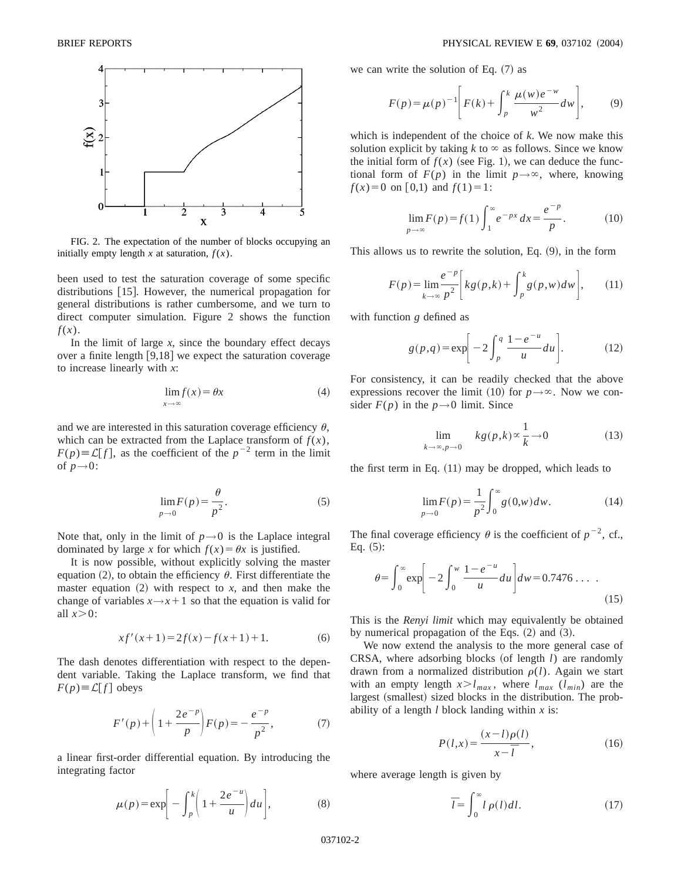FIG. 2. The expectation of the number of blocks occupying an initially empty length $x$ at saturation, $f(x)$.

been used to test the saturation coverage of some specific distributions [15]. However, the numerical propagation for general distributions is rather cumbersome, and we turn to direct computer simulation. Figure 2 shows the function $f(x)$.

In the limit of large $x$, since the boundary effect decays over a finite length [9,18] we expect the saturation coverage to increase linearly with $x$:

$$\lim_{x\to\infty} f(x) = \theta x \tag{4}$$

and we are interested in this saturation coverage efficiency $\theta$, which can be extracted from the Laplace transform of $f(x)$, $F(p) \equiv \mathcal{L}[f]$, as the coefficient of the $p^{-2}$ term in the limit of $p \to 0$:

$$\lim_{p\to 0} F(p) = \frac{\theta}{p^2}. \tag{5}$$

Note that, only in the limit of $p \to 0$ is the Laplace integral dominated by large $x$ for which $f(x) = \theta x$ is justified.

It is now possible, without explicitly solving the master equation (2), to obtain the efficiency $\theta$. First differentiate the master equation (2) with respect to $x$, and then make the change of variables $x \to x+1$ so that the equation is valid for all $x > 0$:

$$x f'(x+1) = 2f(x) - f(x+1) + 1. \tag{6}$$

The dash denotes differentiation with respect to the dependent variable. Taking the Laplace transform, we find that $F(p) \equiv \mathcal{L}[f]$ obeys

$$F'(p) + \left(1 + \frac{2e^{-p}}{p}\right) F(p) = -\frac{e^{-p}}{p^2}, \tag{7}$$

a linear first-order differential equation. By introducing the integrating factor

$$\mu(p) = \exp\left[-\int_p^k \left(1 + \frac{2e^{-u}}{u}\right) du\right], \tag{8}$$

we can write the solution of Eq. (7) as

$$F(p) = \mu(p)^{-1}\left[F(k) + \int_p^k \frac{\mu(w) e^{-w}}{w^2} dw\right], \tag{9}$$

which is independent of the choice of $k$. We now make this solution explicit by taking $k$ to $\infty$ as follows. Since we know the initial form of $f(x)$ (see Fig. 1), we can deduce the functional form of $F(p)$ in the limit $p \to \infty$, where, knowing $f(x) = 0$ on $[0,1)$ and $f(1) = 1$:

$$\lim_{p\to\infty} F(p) = f(1)\int_1^\infty e^{-px} dx = \frac{e^{-p}}{p}. \tag{10}$$

This allows us to rewrite the solution, Eq. (9), in the form

$$F(p) = \lim_{k\to\infty} \frac{e^{-p}}{p^2}\left[k g(p,k) + \int_p^k g(p,w) dw\right], \tag{11}$$

with function $g$ defined as

$$g(p,q) = \exp\left[-2\int_p^q \frac{1-e^{-u}}{u} du\right]. \tag{12}$$

For consistency, it can be readily checked that the above expressions recover the limit (10) for $p \to \infty$. Now we consider $F(p)$ in the $p \to 0$ limit. Since

$$\lim_{k\to\infty, p\to 0} \quad k g(p,k) \propto \frac{1}{k} \to 0 \tag{13}$$

the first term in Eq. (11) may be dropped, which leads to

$$\lim_{p\to 0} F(p) = \frac{1}{p^2}\int_0^\infty g(0,w) dw. \tag{14}$$

The final coverage efficiency $\theta$ is the coefficient of $p^{-2}$, cf., Eq. (5):

$$\theta = \int_0^\infty \exp\left[-2\int_0^w \frac{1-e^{-u}}{u} du\right] dw = 0.7476\ldots . \tag{15}$$

This is the *Renyi limit* which may equivalently be obtained by numerical propagation of the Eqs. (2) and (3).

We now extend the analysis to the more general case of CRSA, where adsorbing blocks (of length $l$) are randomly drawn from a normalized distribution $\rho(l)$. Again we start with an empty length $x > l_{max}$, where $l_{max}$ ($l_{min}$) are the largest (smallest) sized blocks in the distribution. The probability of a length $l$ block landing within $x$ is:

$$P(l,x) = \frac{(x-l)\rho(l)}{x - \bar{l}}, \tag{16}$$

where average length is given by

$$\bar{l} = \int_0^\infty l\, \rho(l) dl. \tag{17}$$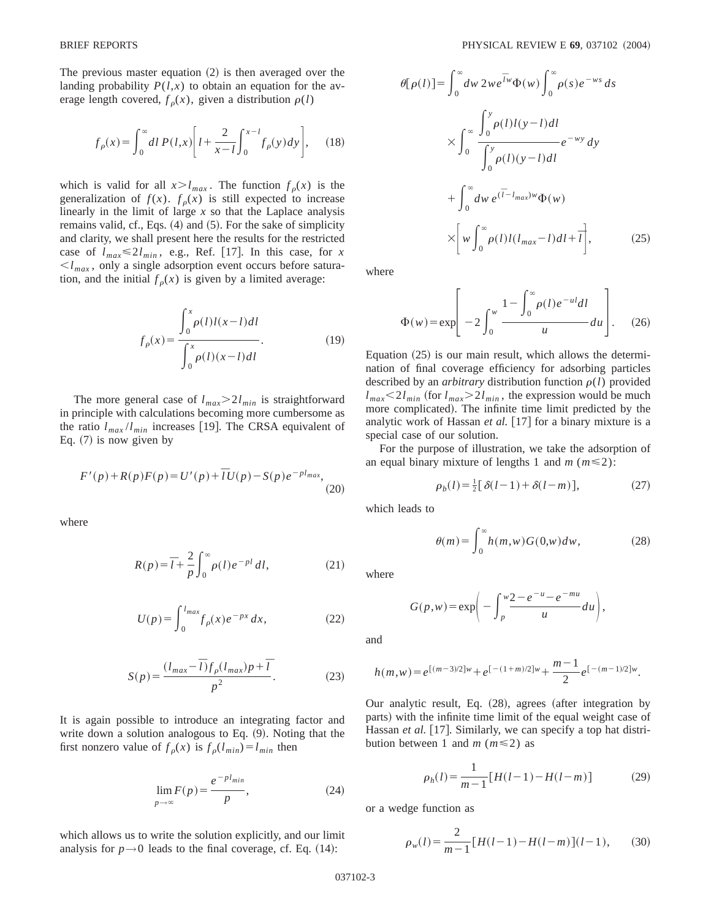The previous master equation (2) is then averaged over the landing probability $P(l,x)$ to obtain an equation for the average length covered, $f_\rho(x)$, given a distribution $\rho(l)$

$$f_\rho(x)=\int_0^\infty dl\, P(l,x)\left[l+\frac{2}{x-l}\int_0^{x-l}f_\rho(y)dy\right], \tag{18}$$

which is valid for all $x>l_{max}$. The function $f_\rho(x)$ is the generalization of $f(x)$. $f_\rho(x)$ is still expected to increase linearly in the limit of large $x$ so that the Laplace analysis remains valid, cf., Eqs. (4) and (5). For the sake of simplicity and clarity, we shall present here the results for the restricted case of $l_{max}\leqslant 2l_{min}$, e.g., Ref. [17]. In this case, for $x<l_{max}$, only a single adsorption event occurs before saturation, and the initial $f_\rho(x)$ is given by a limited average:

$$f_\rho(x)=\frac{\int_0^x \rho(l)l(x-l)dl}{\int_0^x \rho(l)(x-l)dl}. \tag{19}$$

The more general case of $l_{max}>2l_{min}$ is straightforward in principle with calculations becoming more cumbersome as the ratio $l_{max}/l_{min}$ increases [19]. The CRSA equivalent of Eq. (7) is now given by

$$F'(p)+R(p)F(p)=U'(p)+\bar{l}U(p)-S(p)e^{-pl_{max}}, \tag{20}$$

where

$$R(p)=\bar{l}+\frac{2}{p}\int_0^\infty \rho(l)e^{-pl}\,dl, \tag{21}$$

$$U(p)=\int_0^{l_{max}} f_\rho(x)e^{-px}\,dx, \tag{22}$$

$$S(p)=\frac{(l_{max}-\bar{l})f_\rho(l_{max})p+\bar{l}}{p^2}. \tag{23}$$

It is again possible to introduce an integrating factor and write down a solution analogous to Eq. (9). Noting that the first nonzero value of $f_\rho(x)$ is $f_\rho(l_{min})=l_{min}$ then

$$\lim_{p\to\infty}F(p)=\frac{e^{-pl_{min}}}{p}, \tag{24}$$

which allows us to write the solution explicitly, and our limit analysis for $p\to 0$ leads to the final coverage, cf. Eq. (14):

$$\begin{aligned}\theta[\rho(l)]=&\int_0^\infty dw\, 2we^{\bar{l}w}\Phi(w)\int_0^\infty \rho(s)e^{-ws}\,ds\\ &\times\int_0^\infty \frac{\int_0^y \rho(l)l(y-l)dl}{\int_0^y \rho(l)(y-l)dl}e^{-wy}\,dy\\ &+\int_0^\infty dw\, e^{(\bar{l}-l_{max})w}\Phi(w)\\ &\times\left[w\int_0^\infty \rho(l)l(l_{max}-l)dl+\bar{l}\right],\end{aligned} \tag{25}$$

where

$$\Phi(w)=\exp\left[-2\int_0^w \frac{1-\int_0^\infty \rho(l)e^{-ul}dl}{u}du\right]. \tag{26}$$

Equation (25) is our main result, which allows the determination of final coverage efficiency for adsorbing particles described by an *arbitrary* distribution function $\rho(l)$ provided $l_{max}<2l_{min}$ (for $l_{max}>2l_{min}$, the expression would be much more complicated). The infinite time limit predicted by the analytic work of Hassan *et al.* [17] for a binary mixture is a special case of our solution.

For the purpose of illustration, we take the adsorption of an equal binary mixture of lengths 1 and $m$ ($m\leqslant 2$):

$$\rho_b(l)=\tfrac{1}{2}[\delta(l-1)+\delta(l-m)], \tag{27}$$

which leads to

$$\theta(m)=\int_0^\infty h(m,w)G(0,w)dw, \tag{28}$$

where

$$G(p,w)=\exp\left(-\int_p^w \frac{2-e^{-u}-e^{-mu}}{u}du\right),$$

and

$$h(m,w)=e^{[(m-3)/2]w}+e^{[-(1+m)/2]w}+\frac{m-1}{2}e^{[-(m-1)/2]w}.$$

Our analytic result, Eq. (28), agrees (after integration by parts) with the infinite time limit of the equal weight case of Hassan *et al.* [17]. Similarly, we can specify a top hat distribution between 1 and $m$ ($m\leqslant 2$) as

$$\rho_h(l)=\frac{1}{m-1}[H(l-1)-H(l-m)] \tag{29}$$

or a wedge function as

$$\rho_w(l)=\frac{2}{m-1}[H(l-1)-H(l-m)](l-1), \tag{30}$$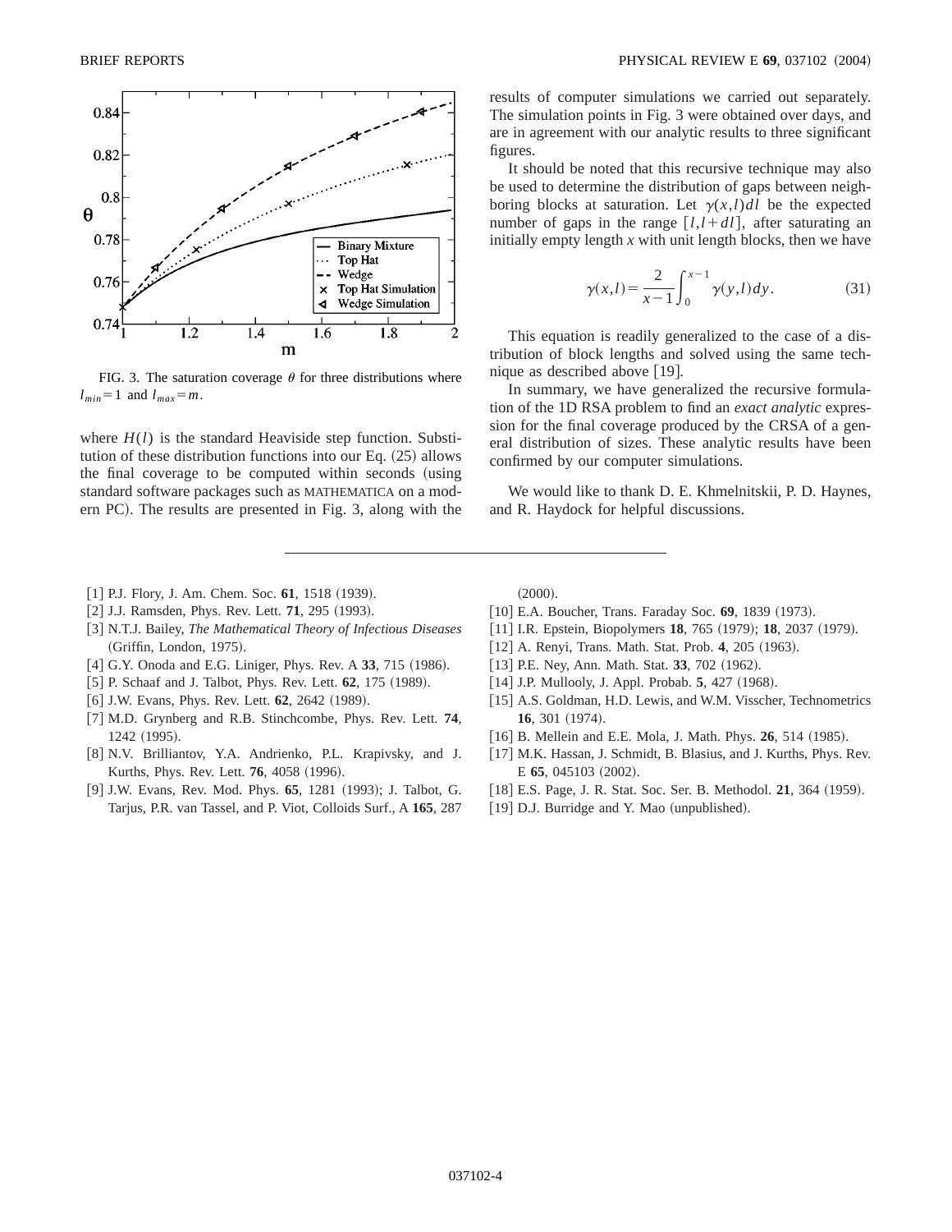0.84
0.82
0.8
θ
0.78
0.76
0.74
1
1.2
1.4
1.6
1.8
2
m
Binary Mixture
Top Hat
Wedge
Top Hat Simulation
Wedge Simulation

FIG. 3. The saturation coverage $\theta$ for three distributions where $l_{min}=1$ and $l_{max}=m$.

where $H(l)$ is the standard Heaviside step function. Substitution of these distribution functions into our Eq. (25) allows the final coverage to be computed within seconds (using standard software packages such as MATHEMATICA on a modern PC). The results are presented in Fig. 3, along with the results of computer simulations we carried out separately. The simulation points in Fig. 3 were obtained over days, and are in agreement with our analytic results to three significant figures.

It should be noted that this recursive technique may also be used to determine the distribution of gaps between neighboring blocks at saturation. Let $\gamma(x,l)dl$ be the expected number of gaps in the range $[l,l+dl]$, after saturating an initially empty length $x$ with unit length blocks, then we have

$$\gamma(x,l)=\frac{2}{x-1}\int_0^{x-1}\gamma(y,l)dy. \tag{31}$$

This equation is readily generalized to the case of a distribution of block lengths and solved using the same technique as described above [19].

In summary, we have generalized the recursive formulation of the 1D RSA problem to find an *exact analytic* expression for the final coverage produced by the CRSA of a general distribution of sizes. These analytic results have been confirmed by our computer simulations.

We would like to thank D. E. Khmelnitskii, P. D. Haynes, and R. Haydock for helpful discussions.

---

[1] P.J. Flory, J. Am. Chem. Soc. **61**, 1518 (1939).
[2] J.J. Ramsden, Phys. Rev. Lett. **71**, 295 (1993).
[3] N.T.J. Bailey, *The Mathematical Theory of Infectious Diseases* (Griffin, London, 1975).
[4] G.Y. Onoda and E.G. Liniger, Phys. Rev. A **33**, 715 (1986).
[5] P. Schaaf and J. Talbot, Phys. Rev. Lett. **62**, 175 (1989).
[6] J.W. Evans, Phys. Rev. Lett. **62**, 2642 (1989).
[7] M.D. Grynberg and R.B. Stinchcombe, Phys. Rev. Lett. **74**, 1242 (1995).
[8] N.V. Brilliantov, Y.A. Andrienko, P.L. Krapivsky, and J. Kurths, Phys. Rev. Lett. **76**, 4058 (1996).
[9] J.W. Evans, Rev. Mod. Phys. **65**, 1281 (1993); J. Talbot, G. Tarjus, P.R. van Tassel, and P. Viot, Colloids Surf., A **165**, 287 (2000).
[10] E.A. Boucher, Trans. Faraday Soc. **69**, 1839 (1973).
[11] I.R. Epstein, Biopolymers **18**, 765 (1979); **18**, 2037 (1979).
[12] A. Renyi, Trans. Math. Stat. Prob. **4**, 205 (1963).
[13] P.E. Ney, Ann. Math. Stat. **33**, 702 (1962).
[14] J.P. Mullooly, J. Appl. Probab. **5**, 427 (1968).
[15] A.S. Goldman, H.D. Lewis, and W.M. Visscher, Technometrics **16**, 301 (1974).
[16] B. Mellein and E.E. Mola, J. Math. Phys. **26**, 514 (1985).
[17] M.K. Hassan, J. Schmidt, B. Blasius, and J. Kurths, Phys. Rev. E **65**, 045103 (2002).
[18] E.S. Page, J. R. Stat. Soc. Ser. B. Methodol. **21**, 364 (1959).
[19] D.J. Burridge and Y. Mao (unpublished).